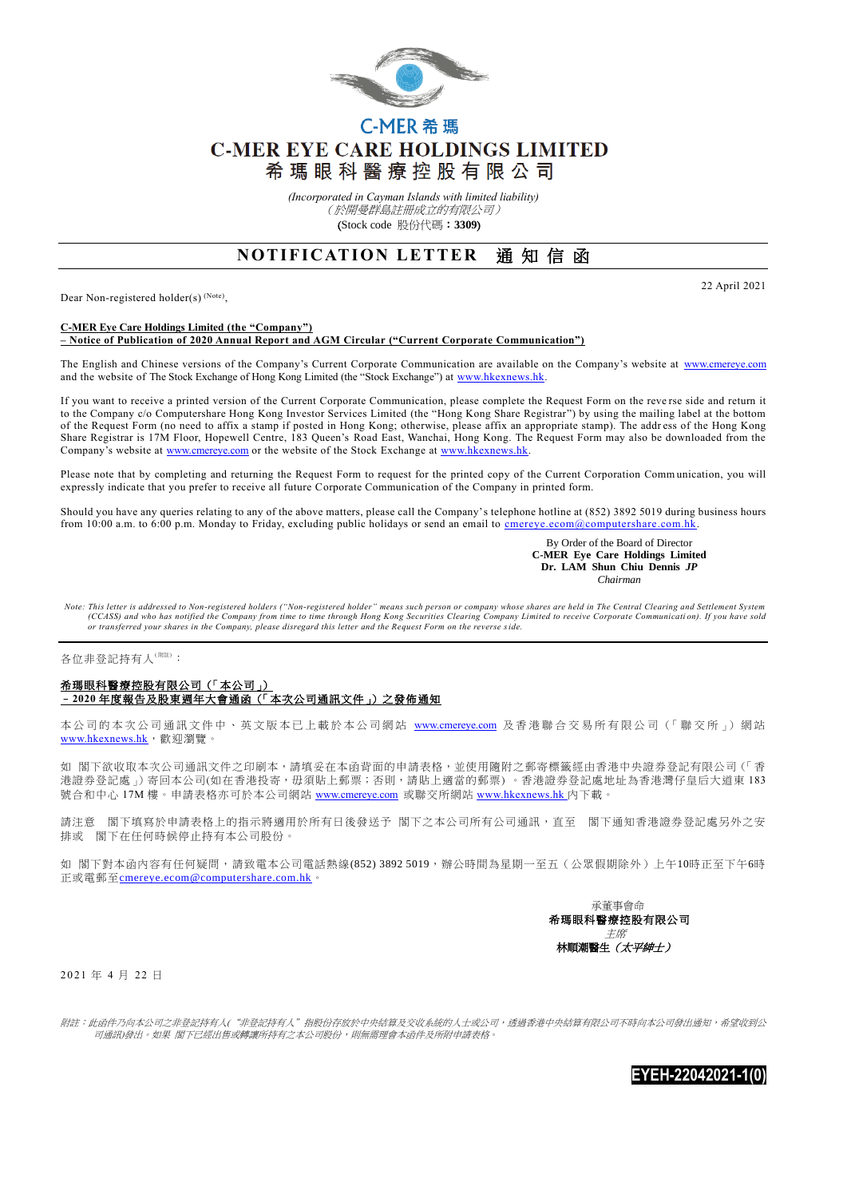C-MER 希瑪

# C-MER EYE CARE HOLDINGS LIMITED
# 希瑪眼科醫療控股有限公司

*(Incorporated in Cayman Islands with limited liability)*
*（於開曼群島註冊成立的有限公司）*
(Stock code 股份代碼：**3309**)

## NOTIFICATION LETTER 通知信函

22 April 2021

Dear Non-registered holder(s) [(Note)],

**C-MER Eye Care Holdings Limited (the "Company")**
**– Notice of Publication of 2020 Annual Report and AGM Circular ("Current Corporate Communication")**

The English and Chinese versions of the Company's Current Corporate Communication are available on the Company's website at www.cmereye.com and the website of The Stock Exchange of Hong Kong Limited (the "Stock Exchange") at www.hkexnews.hk.

If you want to receive a printed version of the Current Corporate Communication, please complete the Request Form on the reverse side and return it to the Company c/o Computershare Hong Kong Investor Services Limited (the "Hong Kong Share Registrar") by using the mailing label at the bottom of the Request Form (no need to affix a stamp if posted in Hong Kong; otherwise, please affix an appropriate stamp). The address of the Hong Kong Share Registrar is 17M Floor, Hopewell Centre, 183 Queen's Road East, Wanchai, Hong Kong. The Request Form may also be downloaded from the Company's website at www.cmereye.com or the website of the Stock Exchange at www.hkexnews.hk.

Please note that by completing and returning the Request Form to request for the printed copy of the Current Corporation Communication, you will expressly indicate that you prefer to receive all future Corporate Communication of the Company in printed form.

Should you have any queries relating to any of the above matters, please call the Company's telephone hotline at (852) 3892 5019 during business hours from 10:00 a.m. to 6:00 p.m. Monday to Friday, excluding public holidays or send an email to cmereye.ecom@computershare.com.hk.

By Order of the Board of Director
**C-MER Eye Care Holdings Limited**
**Dr. LAM Shun Chiu Dennis *JP***
*Chairman*

*Note: This letter is addressed to Non-registered holders ("Non-registered holder" means such person or company whose shares are held in The Central Clearing and Settlement System (CCASS) and who has notified the Company from time to time through Hong Kong Securities Clearing Company Limited to receive Corporate Communication). If you have sold or transferred your shares in the Company, please disregard this letter and the Request Form on the reverse side.*

---

各位非登記持有人[(附註)]：

**希瑪眼科醫療控股有限公司（「本公司」）**
**– 2020 年度報告及股東週年大會通函（「本次公司通訊文件」）之發佈通知**

本公司的本次公司通訊文件中、英文版本已上載於本公司網站 www.cmereye.com 及香港聯合交易所有限公司（「聯交所」）網站 www.hkexnews.hk，歡迎瀏覽。

如 閣下欲收取本次公司通訊文件之印刷本，請填妥在本函背面的申請表格，並使用隨附之郵寄標籤經由香港中央證券登記有限公司（「香港證券登記處」）寄回本公司(如在香港投寄，毋須貼上郵票；否則，請貼上適當的郵票）。香港證券登記處地址為香港灣仔皇后大道東 183 號合和中心 17M 樓。申請表格亦可於本公司網站 www.cmereye.com 或聯交所網站 www.hkexnews.hk 內下載。

請注意 閣下填寫於申請表格上的指示將適用於所有日後發送予 閣下之本公司所有公司通訊，直至 閣下通知香港證券登記處另外之安排或 閣下在任何時候停止持有本公司股份。

如 閣下對本函內容有任何疑問，請致電本公司電話熱線(852) 3892 5019，辦公時間為星期一至五（公眾假期除外）上午10時正至下午6時正或電郵至cmereye.ecom@computershare.com.hk。

承董事會命
**希瑪眼科醫療控股有限公司**
*主席*
**林順潮醫生（*太平紳士*）**

2021 年 4 月 22 日

*附註：此函件乃向本公司之非登記持有人("非登記持有人"指股份存放於中央結算及交收系統的人士或公司，透過香港中央結算有限公司不時向本公司發出通知，希望收到公司通訊)發出。如果 閣下已經出售或轉讓所持有之本公司股份，則無需理會本函件及所附申請表格。*

**EYEH-22042021-1(0)**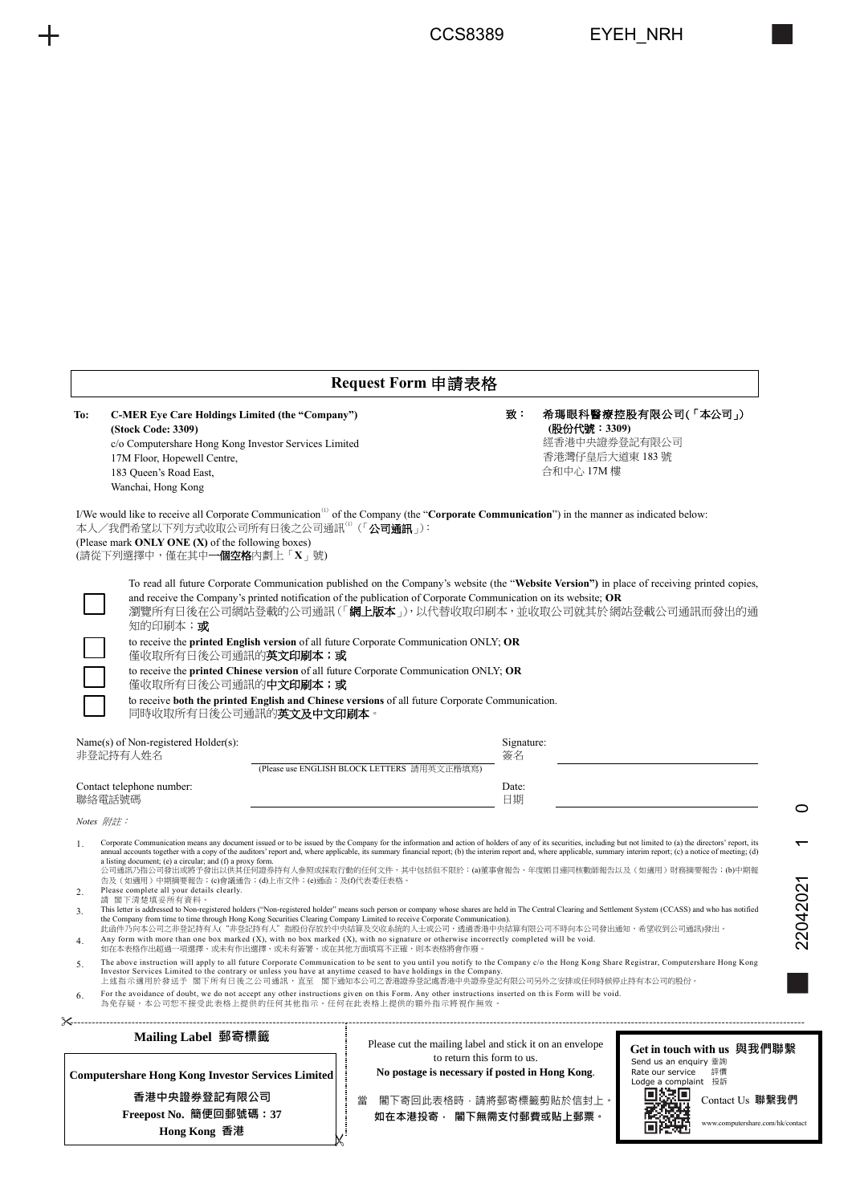# Request Form 申請表格

**To:** **C-MER Eye Care Holdings Limited (the "Company")**
**(Stock Code: 3309)**
c/o Computershare Hong Kong Investor Services Limited
17M Floor, Hopewell Centre,
183 Queen's Road East,
Wanchai, Hong Kong

**致：** **希瑪眼科醫療控股有限公司(「本公司」)**
**(股份代號：3309)**
經香港中央證券登記有限公司
香港灣仔皇后大道東 183 號
合和中心 17M 樓

I/We would like to receive all Corporate Communication[1] of the Company (the "**Corporate Communication**") in the manner as indicated below:
本人／我們希望以下列方式收取公司所有日後之公司通訊[1]（「**公司通訊**」）：
(Please mark **ONLY ONE (X)** of the following boxes)
(請從下列選擇中，僅在其中**一個空格**內劃上「**X**」號)

☐ To read all future Corporate Communication published on the Company's website (the "**Website Version")** in place of receiving printed copies, and receive the Company's printed notification of the publication of Corporate Communication on its website; **OR**
瀏覽所有日後在公司網站登載的公司通訊（「**網上版本**」），以代替收取印刷本，並收取公司就其於網站登載公司通訊而發出的通知的印刷本；**或**

☐ to receive the **printed English version** of all future Corporate Communication ONLY; **OR**
僅收取所有日後公司通訊的**英文印刷本；或**

☐ to receive the **printed Chinese version** of all future Corporate Communication ONLY; **OR**
僅收取所有日後公司通訊的**中文印刷本；或**

☐ to receive **both the printed English and Chinese versions** of all future Corporate Communication.
同時收取所有日後公司通訊的**英文及中文印刷本**。

Name(s) of Non-registered Holder(s):
非登記持有人姓名 ______________________
(Please use ENGLISH BLOCK LETTERS 請用英文正楷填寫)

Signature:
簽名 ______________________

Contact telephone number:
聯絡電話號碼 ______________________

Date:
日期 ______________________

*Notes 附註：*

1. Corporate Communication means any document issued or to be issued by the Company for the information and action of holders of any of its securities, including but not limited to (a) the directors' report, its annual accounts together with a copy of the auditors' report and, where applicable, its summary financial report; (b) the interim report and, where applicable, summary interim report; (c) a notice of meeting; (d) a listing document; (e) a circular; and (f) a proxy form.
公司通訊乃指公司發出或將予發出以供其任何證券持有人參照或採取行動的任何文件，其中包括但不限於：(a)董事會報告、年度帳目連同核數師報告以及（如適用）財務摘要報告；(b)中期報告及（如適用）中期摘要報告；(c)會議通告；(d)上市文件；(e)通函；及(f)代表委任表格。
2. Please complete all your details clearly.
請 閣下清楚填妥所有資料。
3. This letter is addressed to Non-registered holders ("Non-registered holder" means such person or company whose shares are held in The Central Clearing and Settlement System (CCASS) and who has notified the Company from time to time through Hong Kong Securities Clearing Company Limited to receive Corporate Communication).
此函件乃向本公司之非登記持有人("非登記持有人"指股份存放於中央結算及交收系統的人士或公司，透過香港中央結算有限公司不時向本公司發出通知，希望收到公司通訊)發出。
4. Any form with more than one box marked (X), with no box marked (X), with no signature or otherwise incorrectly completed will be void.
如在本表格作出超過一項選擇、或未有作出選擇、或未有簽署、或在其他方面填寫不正確，則本表格將會作廢。
5. The above instruction will apply to all future Corporate Communication to be sent to you until you notify to the Company c/o the Hong Kong Share Registrar, Computershare Hong Kong Investor Services Limited to the contrary or unless you have at anytime ceased to have holdings in the Company.
上述指示適用於發送予 閣下所有日後之公司通訊，直至 閣下通知本公司之香港證券登記處香港中央證券登記有限公司另外之安排或任何時候停止持有本公司的股份。
6. For the avoidance of doubt, we do not accept any other instructions given on this Form. Any other instructions inserted on this Form will be void.
為免存疑，本公司恕不接受此表格上提供的任何其他指示，任何在此表格上提供的額外指示將視作無效。

**Mailing Label 郵寄標籤**

**Computershare Hong Kong Investor Services Limited**
**香港中央證券登記有限公司**
**Freepost No. 簡便回郵號碼：37**
**Hong Kong 香港**

Please cut the mailing label and stick it on an envelope to return this form to us.
**No postage is necessary if posted in Hong Kong**.
當 閣下寄回此表格時，請將郵寄標籤剪貼於信封上。
**如在本港投寄， 閣下無需支付郵費或貼上郵票。**

**Get in touch with us 與我們聯繫**
Send us an enquiry 垂詢
Rate our service 評價
Lodge a complaint 投訴
Contact Us **聯繫我們**
www.computershare.com/hk/contact